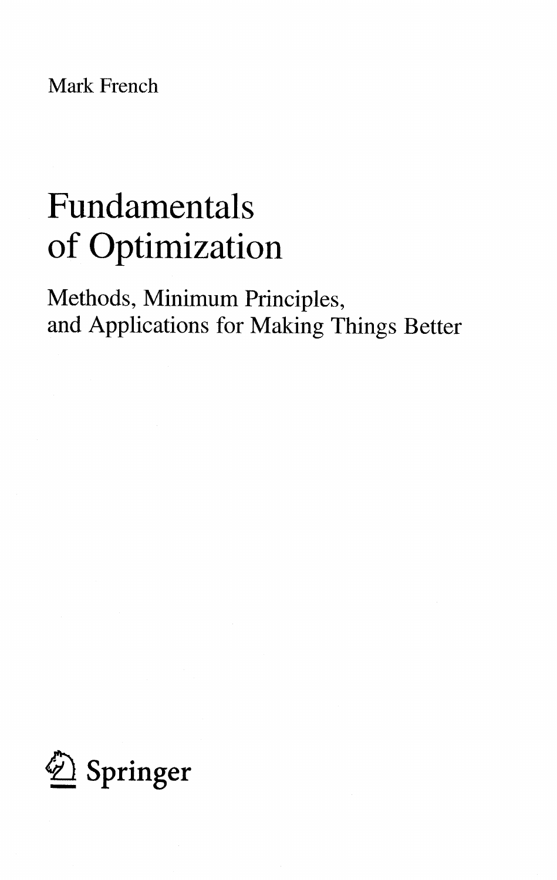Mark French

# Fundamentals of Optimization

## Methods, Minimum Principles, and Applications for Making Things Better

Springer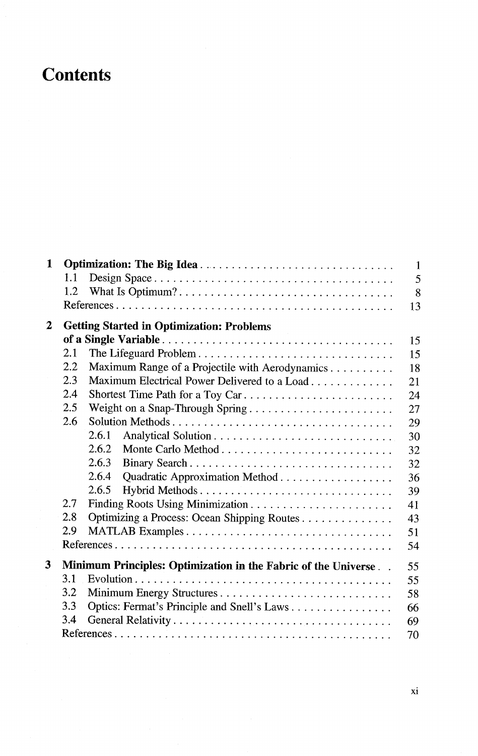# Contents

**1 Optimization: The Big Idea** ..... 1
- 1.1 Design Space ..... 5
- 1.2 What Is Optimum? ..... 8
- References ..... 13

**2 Getting Started in Optimization: Problems of a Single Variable** ..... 15
- 2.1 The Lifeguard Problem ..... 15
- 2.2 Maximum Range of a Projectile with Aerodynamics ..... 18
- 2.3 Maximum Electrical Power Delivered to a Load ..... 21
- 2.4 Shortest Time Path for a Toy Car ..... 24
- 2.5 Weight on a Snap-Through Spring ..... 27
- 2.6 Solution Methods ..... 29
  - 2.6.1 Analytical Solution ..... 30
  - 2.6.2 Monte Carlo Method ..... 32
  - 2.6.3 Binary Search ..... 32
  - 2.6.4 Quadratic Approximation Method ..... 36
  - 2.6.5 Hybrid Methods ..... 39
- 2.7 Finding Roots Using Minimization ..... 41
- 2.8 Optimizing a Process: Ocean Shipping Routes ..... 43
- 2.9 MATLAB Examples ..... 51
- References ..... 54

**3 Minimum Principles: Optimization in the Fabric of the Universe** ..... 55
- 3.1 Evolution ..... 55
- 3.2 Minimum Energy Structures ..... 58
- 3.3 Optics: Fermat's Principle and Snell's Laws ..... 66
- 3.4 General Relativity ..... 69
- References ..... 70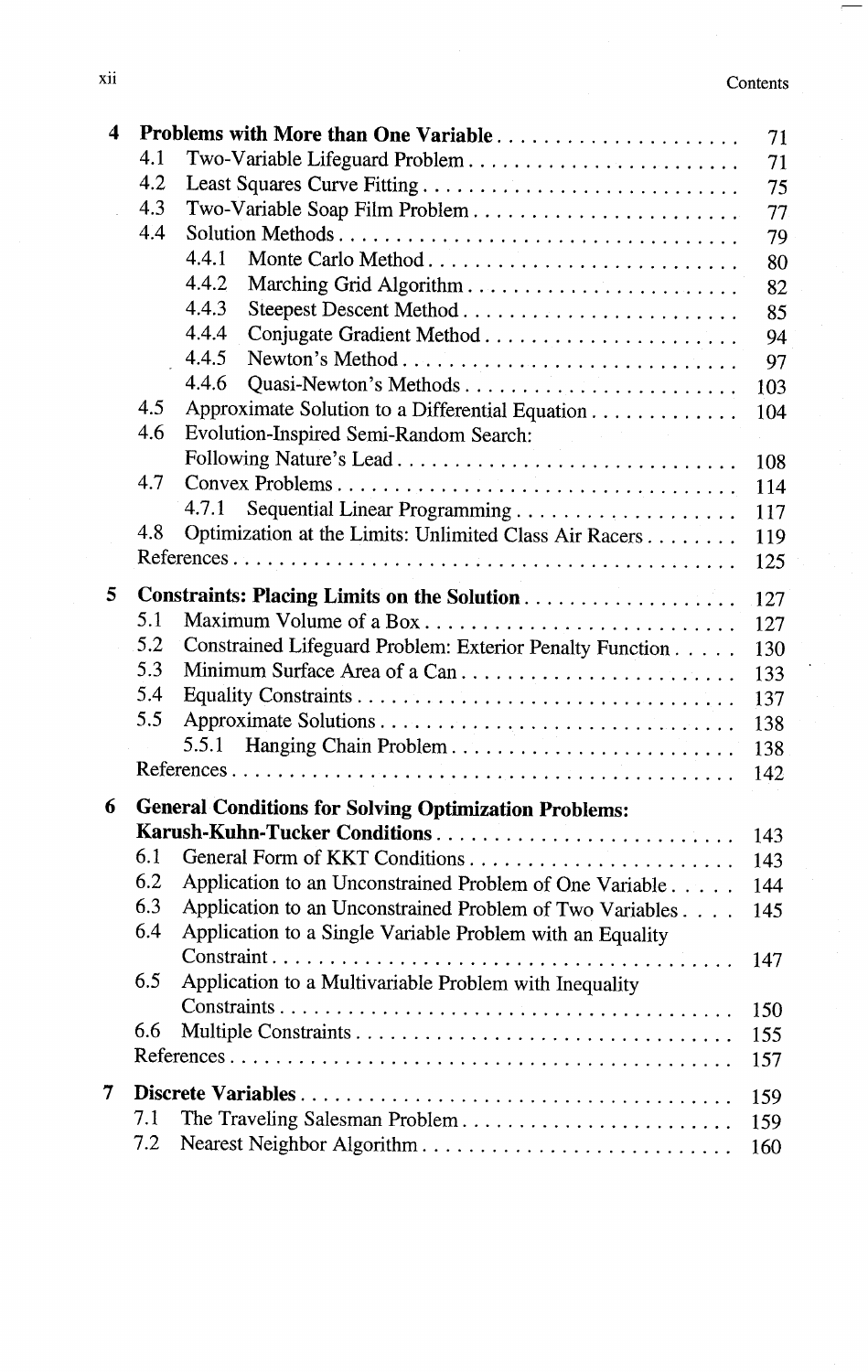| | | |
|---|---|---|
| **4** | **Problems with More than One Variable** | 71 |
| | 4.1 Two-Variable Lifeguard Problem | 71 |
| | 4.2 Least Squares Curve Fitting | 75 |
| | 4.3 Two-Variable Soap Film Problem | 77 |
| | 4.4 Solution Methods | 79 |
| | 4.4.1 Monte Carlo Method | 80 |
| | 4.4.2 Marching Grid Algorithm | 82 |
| | 4.4.3 Steepest Descent Method | 85 |
| | 4.4.4 Conjugate Gradient Method | 94 |
| | 4.4.5 Newton's Method | 97 |
| | 4.4.6 Quasi-Newton's Methods | 103 |
| | 4.5 Approximate Solution to a Differential Equation | 104 |
| | 4.6 Evolution-Inspired Semi-Random Search: Following Nature's Lead | 108 |
| | 4.7 Convex Problems | 114 |
| | 4.7.1 Sequential Linear Programming | 117 |
| | 4.8 Optimization at the Limits: Unlimited Class Air Racers | 119 |
| | References | 125 |
| **5** | **Constraints: Placing Limits on the Solution** | 127 |
| | 5.1 Maximum Volume of a Box | 127 |
| | 5.2 Constrained Lifeguard Problem: Exterior Penalty Function | 130 |
| | 5.3 Minimum Surface Area of a Can | 133 |
| | 5.4 Equality Constraints | 137 |
| | 5.5 Approximate Solutions | 138 |
| | 5.5.1 Hanging Chain Problem | 138 |
| | References | 142 |
| **6** | **General Conditions for Solving Optimization Problems: Karush-Kuhn-Tucker Conditions** | 143 |
| | 6.1 General Form of KKT Conditions | 143 |
| | 6.2 Application to an Unconstrained Problem of One Variable | 144 |
| | 6.3 Application to an Unconstrained Problem of Two Variables | 145 |
| | 6.4 Application to a Single Variable Problem with an Equality Constraint | 147 |
| | 6.5 Application to a Multivariable Problem with Inequality Constraints | 150 |
| | 6.6 Multiple Constraints | 155 |
| | References | 157 |
| **7** | **Discrete Variables** | 159 |
| | 7.1 The Traveling Salesman Problem | 159 |
| | 7.2 Nearest Neighbor Algorithm | 160 |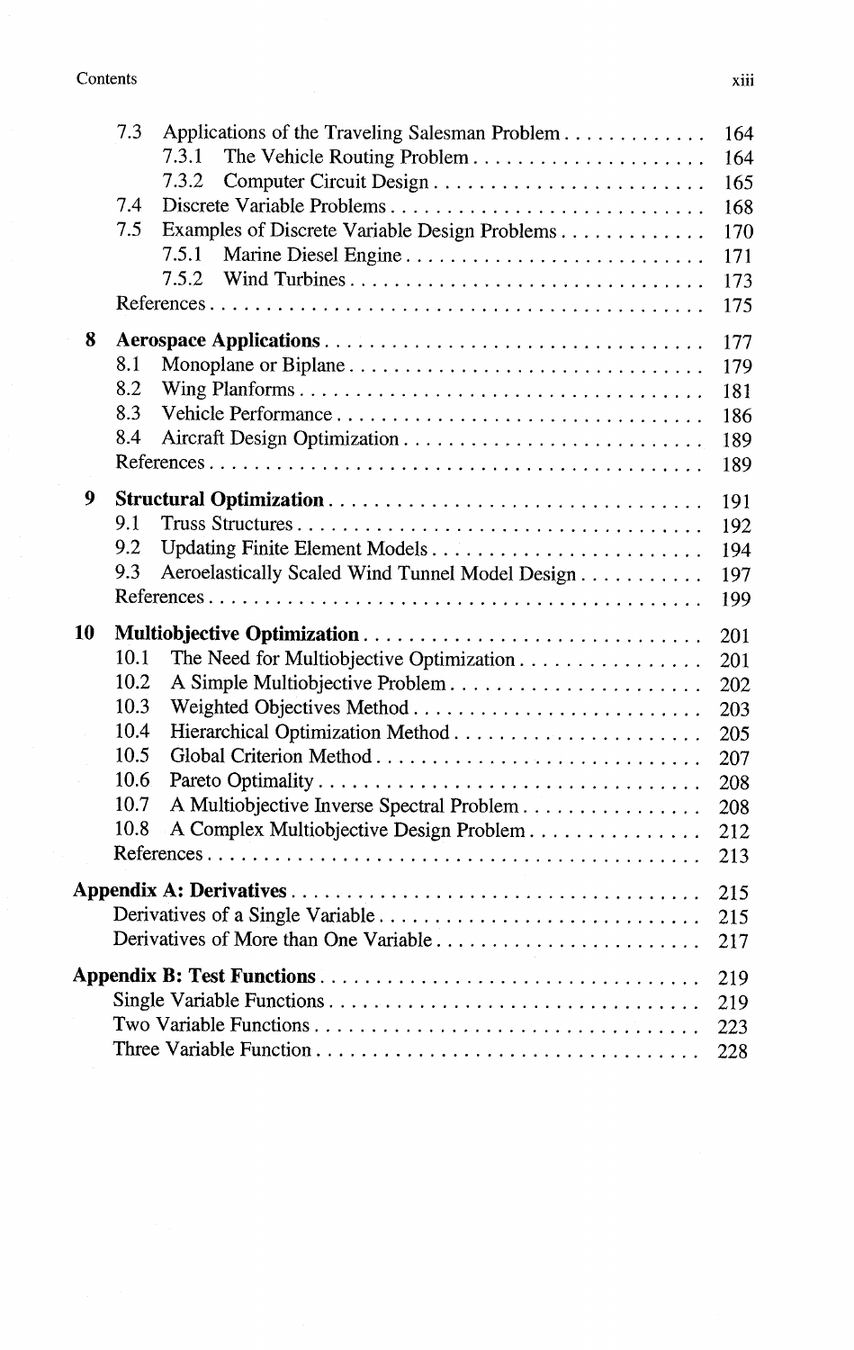- 7.3 Applications of the Traveling Salesman Problem . . . . . . . . . . . . . 164
  - 7.3.1 The Vehicle Routing Problem . . . . . . . . . . . . . . . . . . . . . 164
  - 7.3.2 Computer Circuit Design . . . . . . . . . . . . . . . . . . . . . . . . 165
- 7.4 Discrete Variable Problems . . . . . . . . . . . . . . . . . . . . . . . . . . . . 168
- 7.5 Examples of Discrete Variable Design Problems . . . . . . . . . . . . . 170
  - 7.5.1 Marine Diesel Engine . . . . . . . . . . . . . . . . . . . . . . . . . . . 171
  - 7.5.2 Wind Turbines . . . . . . . . . . . . . . . . . . . . . . . . . . . . . . . . 173
- References . . . . . . . . . . . . . . . . . . . . . . . . . . . . . . . . . . . . . . . . . . . 175

**8 Aerospace Applications** . . . . . . . . . . . . . . . . . . . . . . . . . . . . . . . . . 177
- 8.1 Monoplane or Biplane . . . . . . . . . . . . . . . . . . . . . . . . . . . . . . . . 179
- 8.2 Wing Planforms . . . . . . . . . . . . . . . . . . . . . . . . . . . . . . . . . . . . 181
- 8.3 Vehicle Performance . . . . . . . . . . . . . . . . . . . . . . . . . . . . . . . . 186
- 8.4 Aircraft Design Optimization . . . . . . . . . . . . . . . . . . . . . . . . . . . 189
- References . . . . . . . . . . . . . . . . . . . . . . . . . . . . . . . . . . . . . . . . . . . 189

**9 Structural Optimization** . . . . . . . . . . . . . . . . . . . . . . . . . . . . . . . . 191
- 9.1 Truss Structures . . . . . . . . . . . . . . . . . . . . . . . . . . . . . . . . . . . . 192
- 9.2 Updating Finite Element Models . . . . . . . . . . . . . . . . . . . . . . . . 194
- 9.3 Aeroelastically Scaled Wind Tunnel Model Design . . . . . . . . . . . 197
- References . . . . . . . . . . . . . . . . . . . . . . . . . . . . . . . . . . . . . . . . . . . 199

**10 Multiobjective Optimization** . . . . . . . . . . . . . . . . . . . . . . . . . . . . . 201
- 10.1 The Need for Multiobjective Optimization . . . . . . . . . . . . . . . . 201
- 10.2 A Simple Multiobjective Problem . . . . . . . . . . . . . . . . . . . . . . 202
- 10.3 Weighted Objectives Method . . . . . . . . . . . . . . . . . . . . . . . . . 203
- 10.4 Hierarchical Optimization Method . . . . . . . . . . . . . . . . . . . . . . 205
- 10.5 Global Criterion Method . . . . . . . . . . . . . . . . . . . . . . . . . . . . . 207
- 10.6 Pareto Optimality . . . . . . . . . . . . . . . . . . . . . . . . . . . . . . . . . . 208
- 10.7 A Multiobjective Inverse Spectral Problem . . . . . . . . . . . . . . . . 208
- 10.8 A Complex Multiobjective Design Problem . . . . . . . . . . . . . . . 212
- References . . . . . . . . . . . . . . . . . . . . . . . . . . . . . . . . . . . . . . . . . . . 213

**Appendix A: Derivatives** . . . . . . . . . . . . . . . . . . . . . . . . . . . . . . . . . . 215
- Derivatives of a Single Variable . . . . . . . . . . . . . . . . . . . . . . . . . . . . 215
- Derivatives of More than One Variable . . . . . . . . . . . . . . . . . . . . . . . 217

**Appendix B: Test Functions** . . . . . . . . . . . . . . . . . . . . . . . . . . . . . . . 219
- Single Variable Functions . . . . . . . . . . . . . . . . . . . . . . . . . . . . . . . . . 219
- Two Variable Functions . . . . . . . . . . . . . . . . . . . . . . . . . . . . . . . . . . 223
- Three Variable Function . . . . . . . . . . . . . . . . . . . . . . . . . . . . . . . . . . 228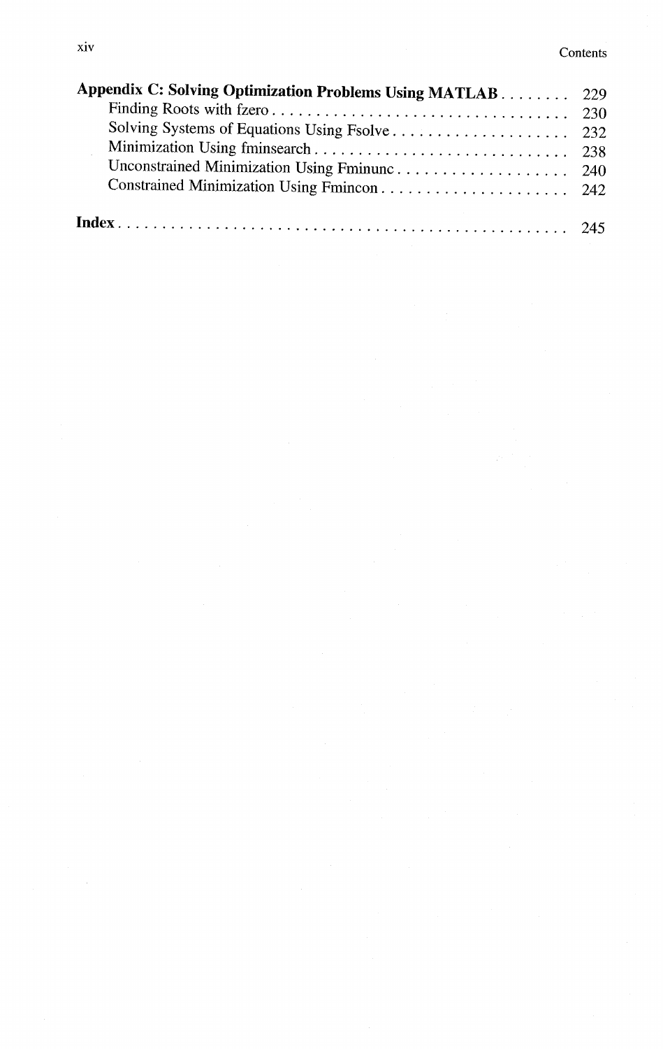**Appendix C: Solving Optimization Problems Using MATLAB** . . . . . . . . 229

Finding Roots with fzero . . . . . . . . . . . . . . . . . . . . . . . . . . . . . . . . . . 230

Solving Systems of Equations Using Fsolve . . . . . . . . . . . . . . . . . . . . 232

Minimization Using fminsearch . . . . . . . . . . . . . . . . . . . . . . . . . . . . . 238

Unconstrained Minimization Using Fminunc . . . . . . . . . . . . . . . . . . . 240

Constrained Minimization Using Fmincon . . . . . . . . . . . . . . . . . . . . . 242

**Index** . . . . . . . . . . . . . . . . . . . . . . . . . . . . . . . . . . . . . . . . . . . . . . . . 245